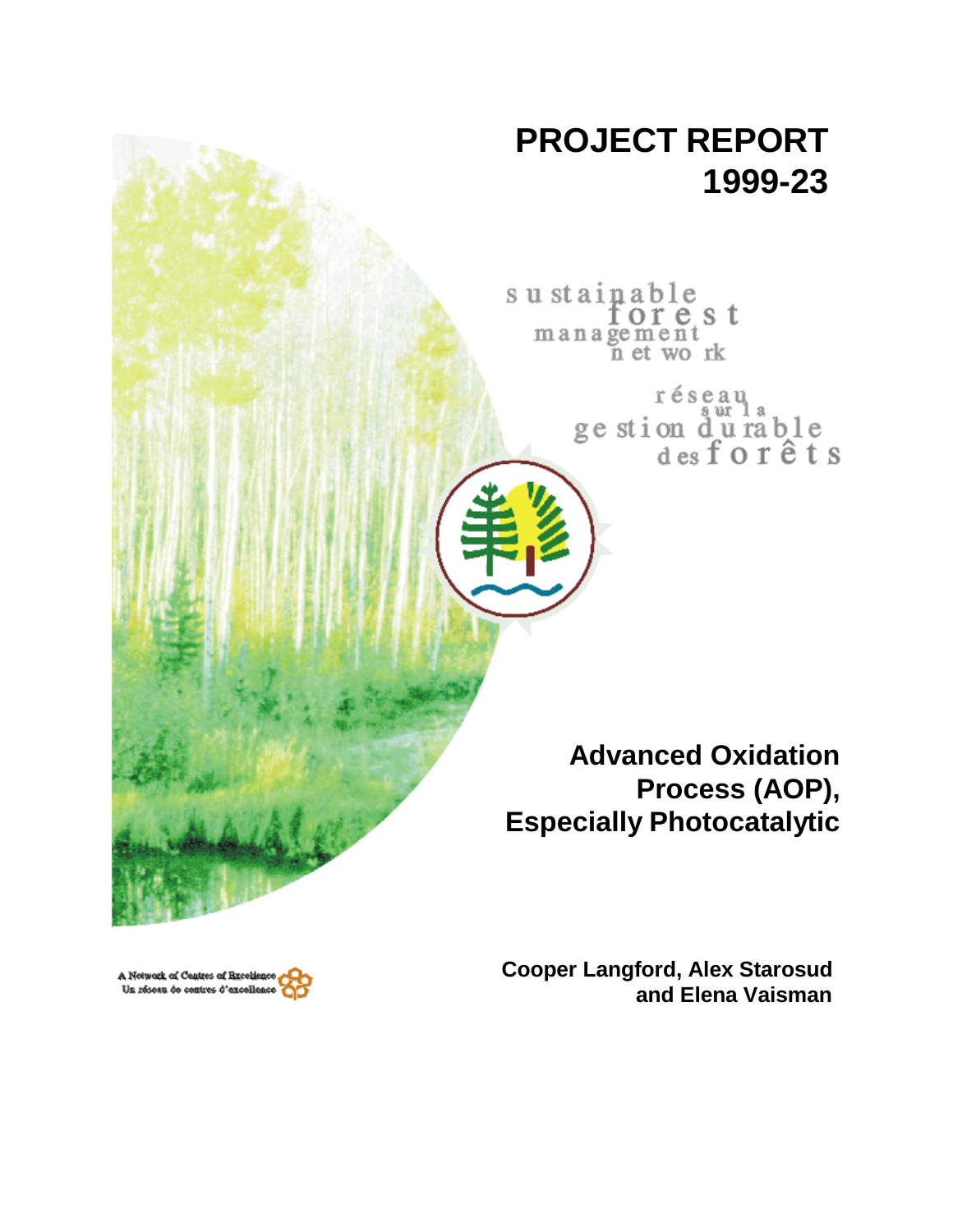# PROJECT REPORT 1999-23

sustainable forest management network

réseau sur la gestion durable des forêts

## Advanced Oxidation Process (AOP), Especially Photocatalytic

**Cooper Langford, Alex Starosud and Elena Vaisman**

A Network of Centres of Excellence
Un réseau de centres d'excellence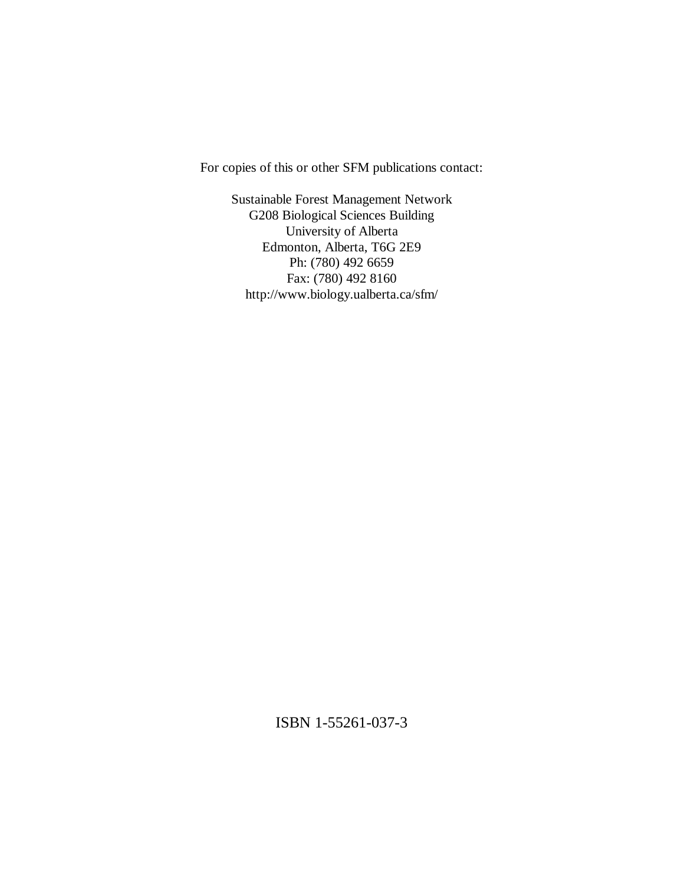For copies of this or other SFM publications contact:

Sustainable Forest Management Network
G208 Biological Sciences Building
University of Alberta
Edmonton, Alberta, T6G 2E9
Ph: (780) 492 6659
Fax: (780) 492 8160
http://www.biology.ualberta.ca/sfm/

ISBN 1-55261-037-3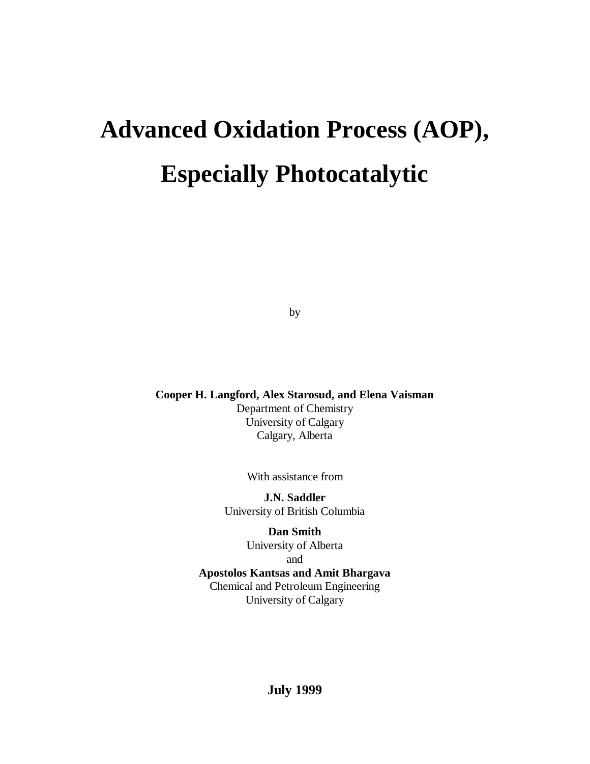# Advanced Oxidation Process (AOP), Especially Photocatalytic

by

**Cooper H. Langford, Alex Starosud, and Elena Vaisman**
Department of Chemistry
University of Calgary
Calgary, Alberta

With assistance from

**J.N. Saddler**
University of British Columbia

**Dan Smith**
University of Alberta
and
**Apostolos Kantsas and Amit Bhargava**
Chemical and Petroleum Engineering
University of Calgary

**July 1999**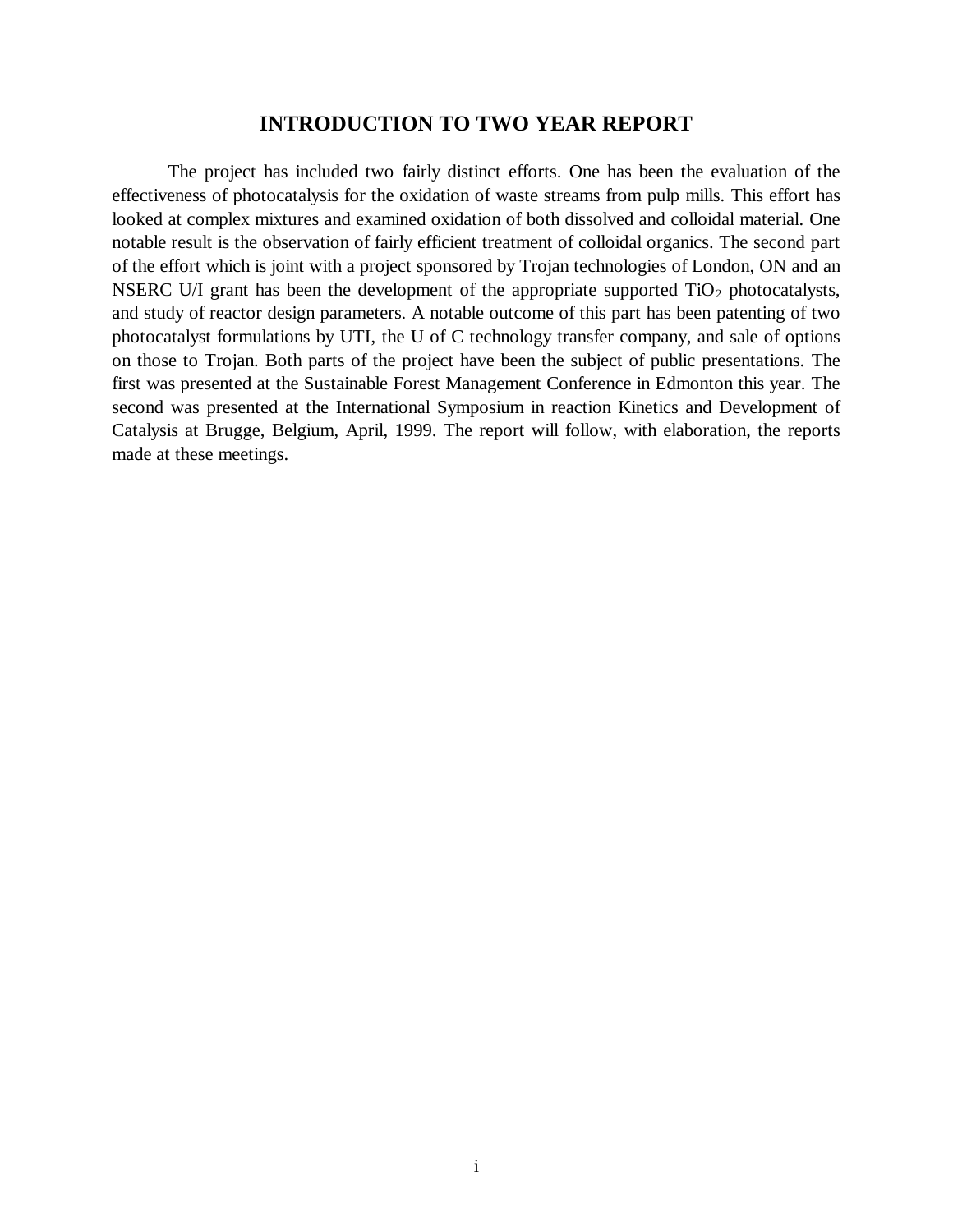# INTRODUCTION TO TWO YEAR REPORT

The project has included two fairly distinct efforts. One has been the evaluation of the effectiveness of photocatalysis for the oxidation of waste streams from pulp mills. This effort has looked at complex mixtures and examined oxidation of both dissolved and colloidal material. One notable result is the observation of fairly efficient treatment of colloidal organics. The second part of the effort which is joint with a project sponsored by Trojan technologies of London, ON and an NSERC U/I grant has been the development of the appropriate supported $TiO_2$ photocatalysts, and study of reactor design parameters. A notable outcome of this part has been patenting of two photocatalyst formulations by UTI, the U of C technology transfer company, and sale of options on those to Trojan. Both parts of the project have been the subject of public presentations. The first was presented at the Sustainable Forest Management Conference in Edmonton this year. The second was presented at the International Symposium in reaction Kinetics and Development of Catalysis at Brugge, Belgium, April, 1999. The report will follow, with elaboration, the reports made at these meetings.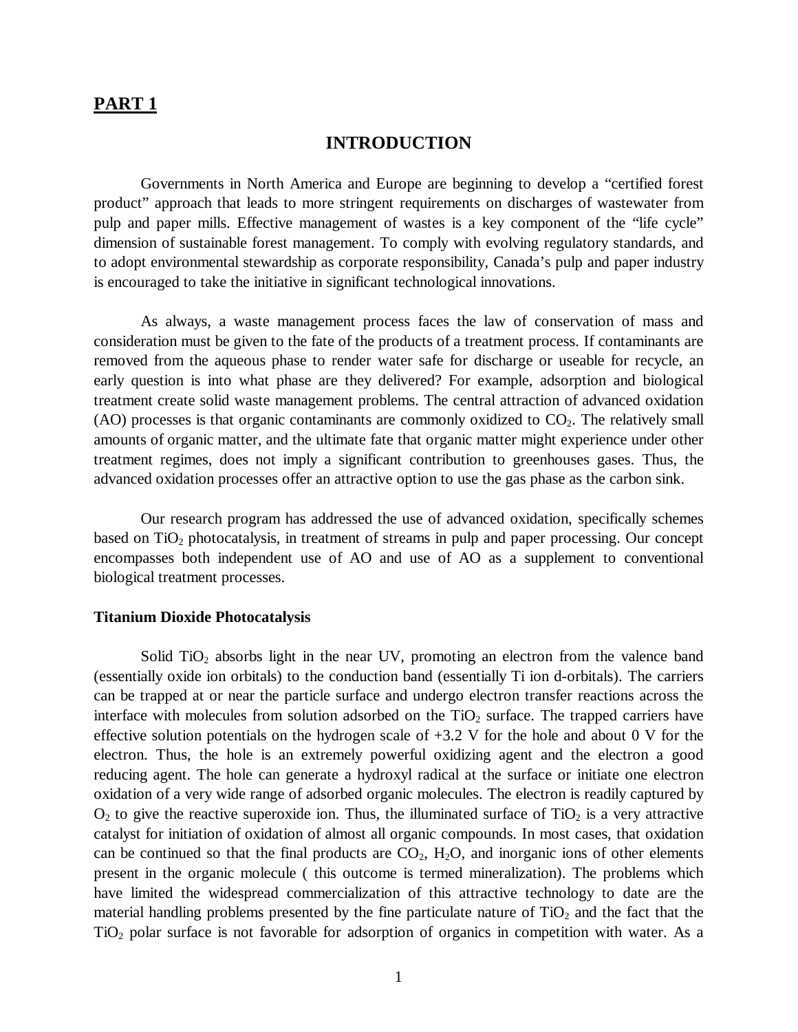## PART 1

# INTRODUCTION

Governments in North America and Europe are beginning to develop a “certified forest product” approach that leads to more stringent requirements on discharges of wastewater from pulp and paper mills. Effective management of wastes is a key component of the “life cycle” dimension of sustainable forest management. To comply with evolving regulatory standards, and to adopt environmental stewardship as corporate responsibility, Canada’s pulp and paper industry is encouraged to take the initiative in significant technological innovations.

As always, a waste management process faces the law of conservation of mass and consideration must be given to the fate of the products of a treatment process. If contaminants are removed from the aqueous phase to render water safe for discharge or useable for recycle, an early question is into what phase are they delivered? For example, adsorption and biological treatment create solid waste management problems. The central attraction of advanced oxidation (AO) processes is that organic contaminants are commonly oxidized to $CO_2$. The relatively small amounts of organic matter, and the ultimate fate that organic matter might experience under other treatment regimes, does not imply a significant contribution to greenhouses gases. Thus, the advanced oxidation processes offer an attractive option to use the gas phase as the carbon sink.

Our research program has addressed the use of advanced oxidation, specifically schemes based on $TiO_2$ photocatalysis, in treatment of streams in pulp and paper processing. Our concept encompasses both independent use of AO and use of AO as a supplement to conventional biological treatment processes.

**Titanium Dioxide Photocatalysis**

Solid $TiO_2$ absorbs light in the near UV, promoting an electron from the valence band (essentially oxide ion orbitals) to the conduction band (essentially Ti ion d-orbitals). The carriers can be trapped at or near the particle surface and undergo electron transfer reactions across the interface with molecules from solution adsorbed on the $TiO_2$ surface. The trapped carriers have effective solution potentials on the hydrogen scale of +3.2 V for the hole and about 0 V for the electron. Thus, the hole is an extremely powerful oxidizing agent and the electron a good reducing agent. The hole can generate a hydroxyl radical at the surface or initiate one electron oxidation of a very wide range of adsorbed organic molecules. The electron is readily captured by $O_2$ to give the reactive superoxide ion. Thus, the illuminated surface of $TiO_2$ is a very attractive catalyst for initiation of oxidation of almost all organic compounds. In most cases, that oxidation can be continued so that the final products are $CO_2$, $H_2O$, and inorganic ions of other elements present in the organic molecule ( this outcome is termed mineralization). The problems which have limited the widespread commercialization of this attractive technology to date are the material handling problems presented by the fine particulate nature of $TiO_2$ and the fact that the $TiO_2$ polar surface is not favorable for adsorption of organics in competition with water. As a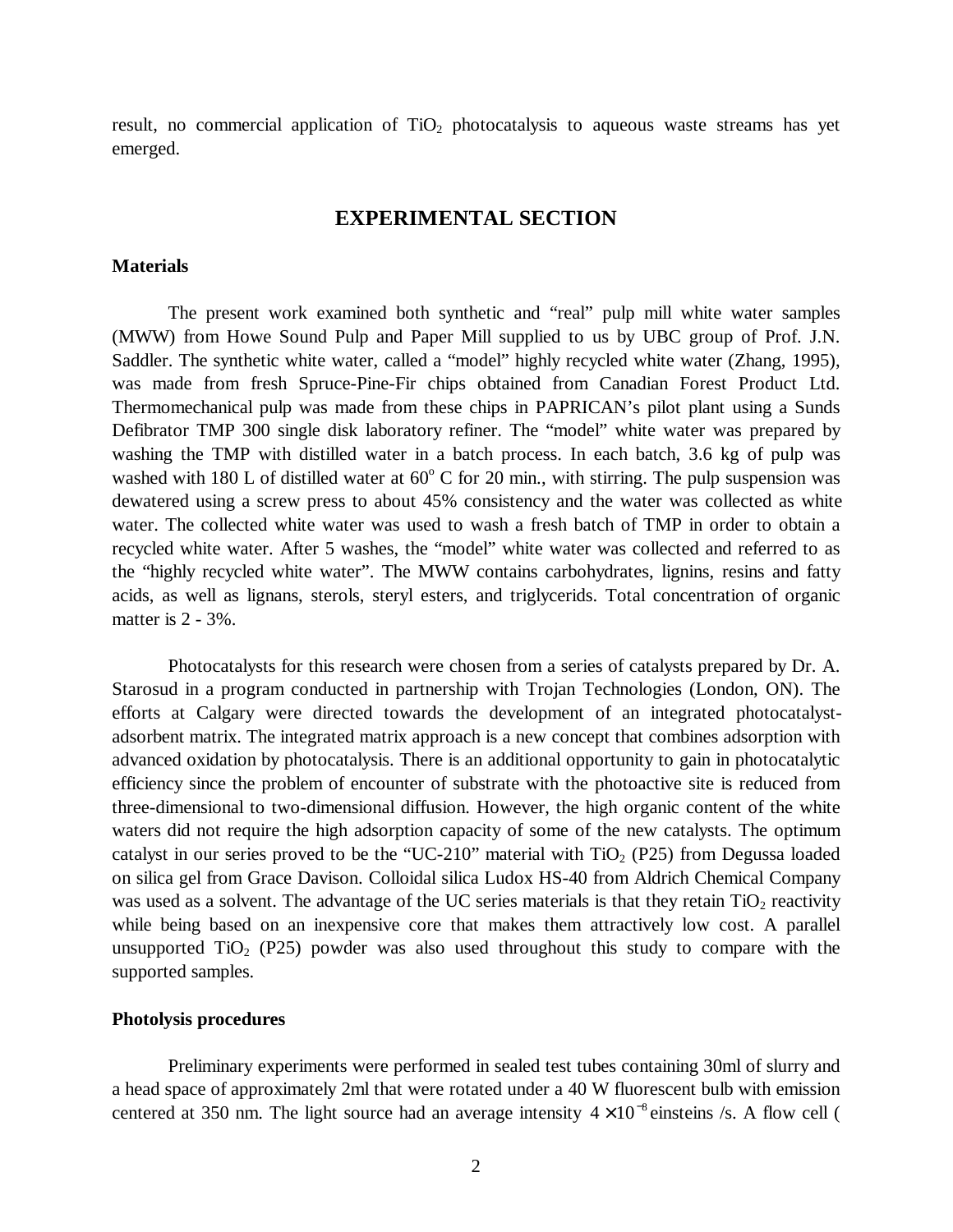result, no commercial application of $TiO_2$ photocatalysis to aqueous waste streams has yet emerged.

## EXPERIMENTAL SECTION

### Materials

The present work examined both synthetic and "real" pulp mill white water samples (MWW) from Howe Sound Pulp and Paper Mill supplied to us by UBC group of Prof. J.N. Saddler. The synthetic white water, called a "model" highly recycled white water (Zhang, 1995), was made from fresh Spruce-Pine-Fir chips obtained from Canadian Forest Product Ltd. Thermomechanical pulp was made from these chips in PAPRICAN's pilot plant using a Sunds Defibrator TMP 300 single disk laboratory refiner. The "model" white water was prepared by washing the TMP with distilled water in a batch process. In each batch, 3.6 kg of pulp was washed with 180 L of distilled water at $60^{o}$ C for 20 min., with stirring. The pulp suspension was dewatered using a screw press to about 45% consistency and the water was collected as white water. The collected white water was used to wash a fresh batch of TMP in order to obtain a recycled white water. After 5 washes, the "model" white water was collected and referred to as the "highly recycled white water". The MWW contains carbohydrates, lignins, resins and fatty acids, as well as lignans, sterols, steryl esters, and triglycerids. Total concentration of organic matter is 2 - 3%.

Photocatalysts for this research were chosen from a series of catalysts prepared by Dr. A. Starosud in a program conducted in partnership with Trojan Technologies (London, ON). The efforts at Calgary were directed towards the development of an integrated photocatalyst-adsorbent matrix. The integrated matrix approach is a new concept that combines adsorption with advanced oxidation by photocatalysis. There is an additional opportunity to gain in photocatalytic efficiency since the problem of encounter of substrate with the photoactive site is reduced from three-dimensional to two-dimensional diffusion. However, the high organic content of the white waters did not require the high adsorption capacity of some of the new catalysts. The optimum catalyst in our series proved to be the "UC-210" material with $TiO_2$ (P25) from Degussa loaded on silica gel from Grace Davison. Colloidal silica Ludox HS-40 from Aldrich Chemical Company was used as a solvent. The advantage of the UC series materials is that they retain $TiO_2$ reactivity while being based on an inexpensive core that makes them attractively low cost. A parallel unsupported $TiO_2$ (P25) powder was also used throughout this study to compare with the supported samples.

### Photolysis procedures

Preliminary experiments were performed in sealed test tubes containing 30ml of slurry and a head space of approximately 2ml that were rotated under a 40 W fluorescent bulb with emission centered at 350 nm. The light source had an average intensity $4 \times 10^{-8}$ einsteins /s. A flow cell (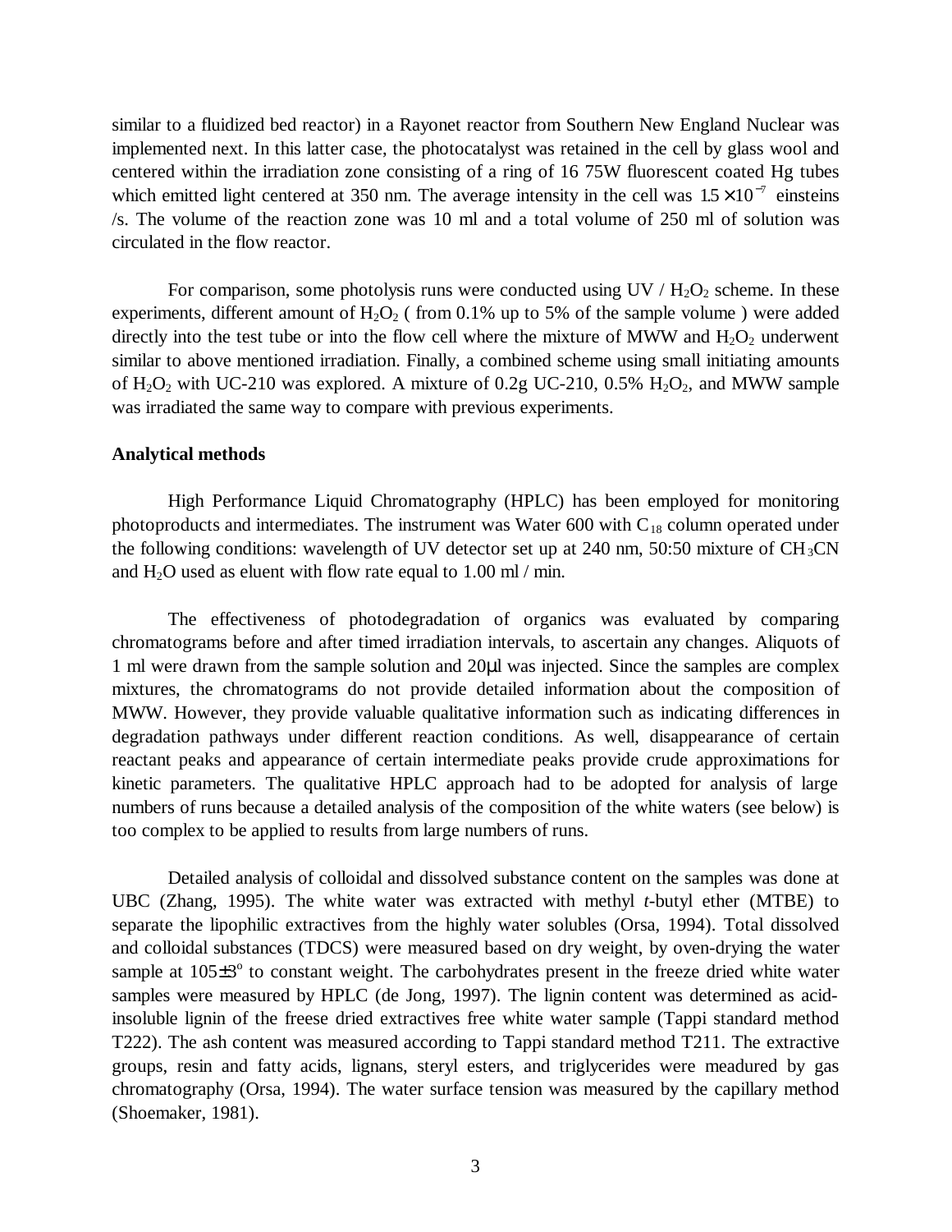similar to a fluidized bed reactor) in a Rayonet reactor from Southern New England Nuclear was implemented next. In this latter case, the photocatalyst was retained in the cell by glass wool and centered within the irradiation zone consisting of a ring of 16 75W fluorescent coated Hg tubes which emitted light centered at 350 nm. The average intensity in the cell was $1.5 \times 10^{-7}$ einsteins /s. The volume of the reaction zone was 10 ml and a total volume of 250 ml of solution was circulated in the flow reactor.

For comparison, some photolysis runs were conducted using UV / $H_2O_2$ scheme. In these experiments, different amount of $H_2O_2$ ( from 0.1% up to 5% of the sample volume ) were added directly into the test tube or into the flow cell where the mixture of MWW and $H_2O_2$ underwent similar to above mentioned irradiation. Finally, a combined scheme using small initiating amounts of $H_2O_2$ with UC-210 was explored. A mixture of 0.2g UC-210, 0.5% $H_2O_2$, and MWW sample was irradiated the same way to compare with previous experiments.

**Analytical methods**

High Performance Liquid Chromatography (HPLC) has been employed for monitoring photoproducts and intermediates. The instrument was Water 600 with $C_{18}$ column operated under the following conditions: wavelength of UV detector set up at 240 nm, 50:50 mixture of $CH_3CN$ and $H_2O$ used as eluent with flow rate equal to 1.00 ml / min.

The effectiveness of photodegradation of organics was evaluated by comparing chromatograms before and after timed irradiation intervals, to ascertain any changes. Aliquots of 1 ml were drawn from the sample solution and 20μl was injected. Since the samples are complex mixtures, the chromatograms do not provide detailed information about the composition of MWW. However, they provide valuable qualitative information such as indicating differences in degradation pathways under different reaction conditions. As well, disappearance of certain reactant peaks and appearance of certain intermediate peaks provide crude approximations for kinetic parameters. The qualitative HPLC approach had to be adopted for analysis of large numbers of runs because a detailed analysis of the composition of the white waters (see below) is too complex to be applied to results from large numbers of runs.

Detailed analysis of colloidal and dissolved substance content on the samples was done at UBC (Zhang, 1995). The white water was extracted with methyl *t*-butyl ether (MTBE) to separate the lipophilic extractives from the highly water solubles (Orsa, 1994). Total dissolved and colloidal substances (TDCS) were measured based on dry weight, by oven-drying the water sample at $105 \pm 3^{o}$ to constant weight. The carbohydrates present in the freeze dried white water samples were measured by HPLC (de Jong, 1997). The lignin content was determined as acid-insoluble lignin of the freese dried extractives free white water sample (Tappi standard method T222). The ash content was measured according to Tappi standard method T211. The extractive groups, resin and fatty acids, lignans, steryl esters, and triglycerides were meadured by gas chromatography (Orsa, 1994). The water surface tension was measured by the capillary method (Shoemaker, 1981).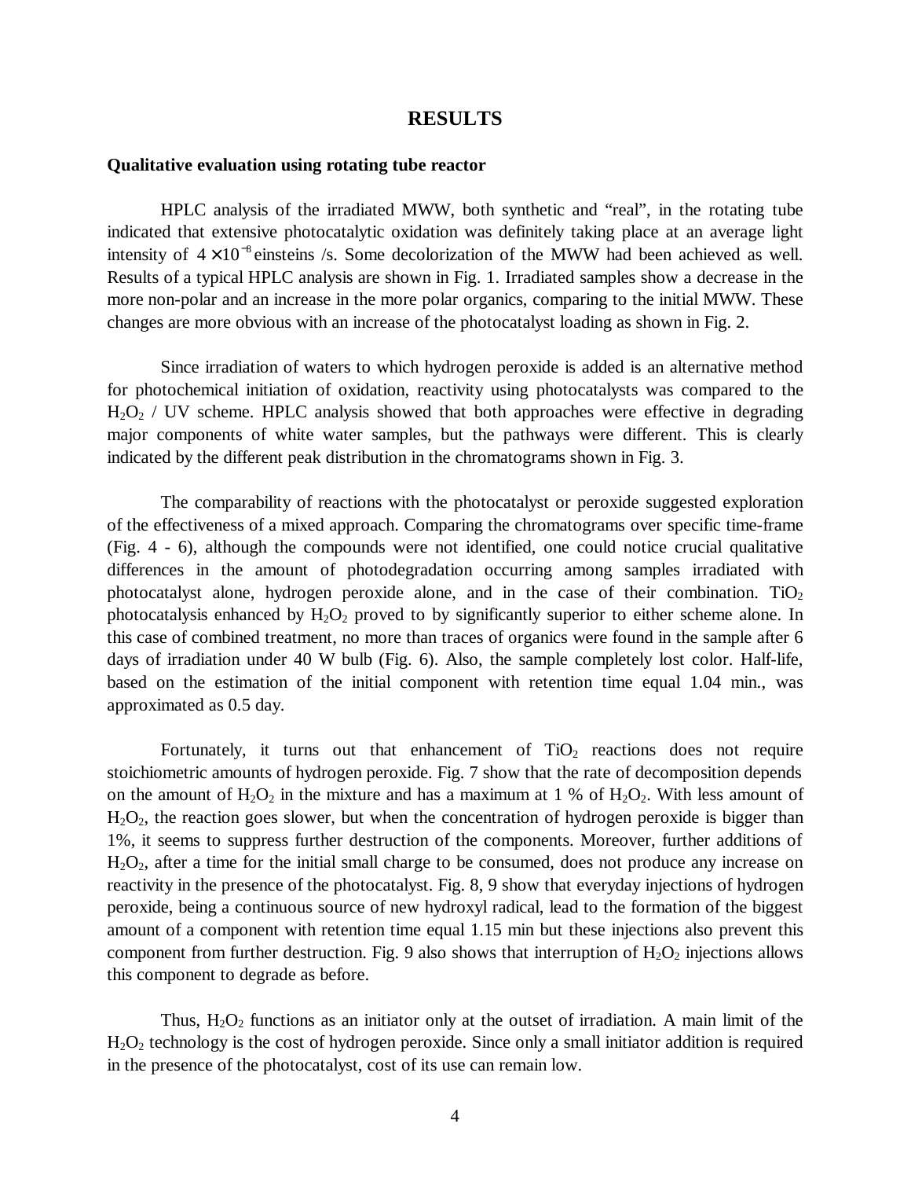## RESULTS

### Qualitative evaluation using rotating tube reactor

HPLC analysis of the irradiated MWW, both synthetic and "real", in the rotating tube indicated that extensive photocatalytic oxidation was definitely taking place at an average light intensity of $4 \times 10^{-8}$ einsteins /s. Some decolorization of the MWW had been achieved as well. Results of a typical HPLC analysis are shown in Fig. 1. Irradiated samples show a decrease in the more non-polar and an increase in the more polar organics, comparing to the initial MWW. These changes are more obvious with an increase of the photocatalyst loading as shown in Fig. 2.

Since irradiation of waters to which hydrogen peroxide is added is an alternative method for photochemical initiation of oxidation, reactivity using photocatalysts was compared to the $H_2O_2$ / UV scheme. HPLC analysis showed that both approaches were effective in degrading major components of white water samples, but the pathways were different. This is clearly indicated by the different peak distribution in the chromatograms shown in Fig. 3.

The comparability of reactions with the photocatalyst or peroxide suggested exploration of the effectiveness of a mixed approach. Comparing the chromatograms over specific time-frame (Fig. 4 - 6), although the compounds were not identified, one could notice crucial qualitative differences in the amount of photodegradation occurring among samples irradiated with photocatalyst alone, hydrogen peroxide alone, and in the case of their combination. $TiO_2$ photocatalysis enhanced by $H_2O_2$ proved to by significantly superior to either scheme alone. In this case of combined treatment, no more than traces of organics were found in the sample after 6 days of irradiation under 40 W bulb (Fig. 6). Also, the sample completely lost color. Half-life, based on the estimation of the initial component with retention time equal 1.04 min., was approximated as 0.5 day.

Fortunately, it turns out that enhancement of $TiO_2$ reactions does not require stoichiometric amounts of hydrogen peroxide. Fig. 7 show that the rate of decomposition depends on the amount of $H_2O_2$ in the mixture and has a maximum at 1 % of $H_2O_2$. With less amount of $H_2O_2$, the reaction goes slower, but when the concentration of hydrogen peroxide is bigger than 1%, it seems to suppress further destruction of the components. Moreover, further additions of $H_2O_2$, after a time for the initial small charge to be consumed, does not produce any increase on reactivity in the presence of the photocatalyst. Fig. 8, 9 show that everyday injections of hydrogen peroxide, being a continuous source of new hydroxyl radical, lead to the formation of the biggest amount of a component with retention time equal 1.15 min but these injections also prevent this component from further destruction. Fig. 9 also shows that interruption of $H_2O_2$ injections allows this component to degrade as before.

Thus, $H_2O_2$ functions as an initiator only at the outset of irradiation. A main limit of the $H_2O_2$ technology is the cost of hydrogen peroxide. Since only a small initiator addition is required in the presence of the photocatalyst, cost of its use can remain low.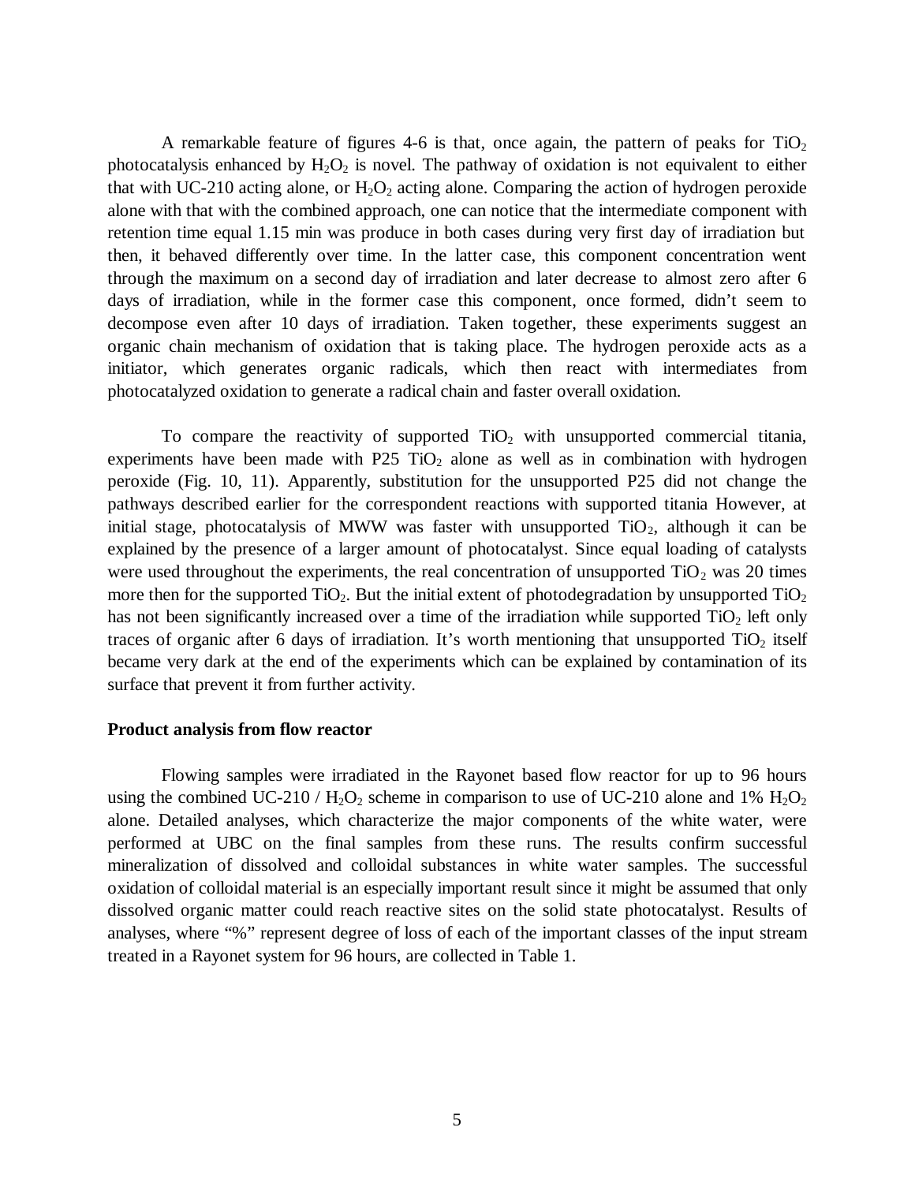A remarkable feature of figures 4-6 is that, once again, the pattern of peaks for $TiO_2$ photocatalysis enhanced by $H_2O_2$ is novel. The pathway of oxidation is not equivalent to either that with UC-210 acting alone, or $H_2O_2$ acting alone. Comparing the action of hydrogen peroxide alone with that with the combined approach, one can notice that the intermediate component with retention time equal 1.15 min was produce in both cases during very first day of irradiation but then, it behaved differently over time. In the latter case, this component concentration went through the maximum on a second day of irradiation and later decrease to almost zero after 6 days of irradiation, while in the former case this component, once formed, didn't seem to decompose even after 10 days of irradiation. Taken together, these experiments suggest an organic chain mechanism of oxidation that is taking place. The hydrogen peroxide acts as a initiator, which generates organic radicals, which then react with intermediates from photocatalyzed oxidation to generate a radical chain and faster overall oxidation.

To compare the reactivity of supported $TiO_2$ with unsupported commercial titania, experiments have been made with P25 $TiO_2$ alone as well as in combination with hydrogen peroxide (Fig. 10, 11). Apparently, substitution for the unsupported P25 did not change the pathways described earlier for the correspondent reactions with supported titania However, at initial stage, photocatalysis of MWW was faster with unsupported $TiO_2$, although it can be explained by the presence of a larger amount of photocatalyst. Since equal loading of catalysts were used throughout the experiments, the real concentration of unsupported $TiO_2$ was 20 times more then for the supported $TiO_2$. But the initial extent of photodegradation by unsupported $TiO_2$ has not been significantly increased over a time of the irradiation while supported $TiO_2$ left only traces of organic after 6 days of irradiation. It's worth mentioning that unsupported $TiO_2$ itself became very dark at the end of the experiments which can be explained by contamination of its surface that prevent it from further activity.

**Product analysis from flow reactor**

Flowing samples were irradiated in the Rayonet based flow reactor for up to 96 hours using the combined UC-210 / $H_2O_2$ scheme in comparison to use of UC-210 alone and 1% $H_2O_2$ alone. Detailed analyses, which characterize the major components of the white water, were performed at UBC on the final samples from these runs. The results confirm successful mineralization of dissolved and colloidal substances in white water samples. The successful oxidation of colloidal material is an especially important result since it might be assumed that only dissolved organic matter could reach reactive sites on the solid state photocatalyst. Results of analyses, where "%" represent degree of loss of each of the important classes of the input stream treated in a Rayonet system for 96 hours, are collected in Table 1.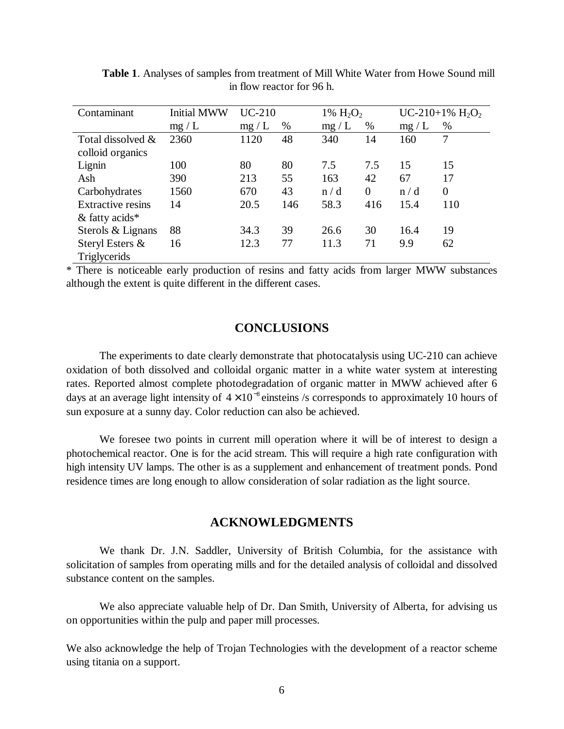**Table 1**. Analyses of samples from treatment of Mill White Water from Howe Sound mill in flow reactor for 96 h.

| Contaminant | Initial MWW | UC-210 | | 1% $H_2O_2$ | | UC-210+1% $H_2O_2$ | |
|---|---|---|---|---|---|---|---|
| | mg / L | mg / L | % | mg / L | % | mg / L | % |
| Total dissolved & colloid organics | 2360 | 1120 | 48 | 340 | 14 | 160 | 7 |
| Lignin | 100 | 80 | 80 | 7.5 | 7.5 | 15 | 15 |
| Ash | 390 | 213 | 55 | 163 | 42 | 67 | 17 |
| Carbohydrates | 1560 | 670 | 43 | n / d | 0 | n / d | 0 |
| Extractive resins & fatty acids* | 14 | 20.5 | 146 | 58.3 | 416 | 15.4 | 110 |
| Sterols & Lignans | 88 | 34.3 | 39 | 26.6 | 30 | 16.4 | 19 |
| Steryl Esters & Triglycerids | 16 | 12.3 | 77 | 11.3 | 71 | 9.9 | 62 |

* There is noticeable early production of resins and fatty acids from larger MWW substances although the extent is quite different in the different cases.

## CONCLUSIONS

The experiments to date clearly demonstrate that photocatalysis using UC-210 can achieve oxidation of both dissolved and colloidal organic matter in a white water system at interesting rates. Reported almost complete photodegradation of organic matter in MWW achieved after 6 days at an average light intensity of $4 \times 10^{-8}$ einsteins /s corresponds to approximately 10 hours of sun exposure at a sunny day. Color reduction can also be achieved.

We foresee two points in current mill operation where it will be of interest to design a photochemical reactor. One is for the acid stream. This will require a high rate configuration with high intensity UV lamps. The other is as a supplement and enhancement of treatment ponds. Pond residence times are long enough to allow consideration of solar radiation as the light source.

## ACKNOWLEDGMENTS

We thank Dr. J.N. Saddler, University of British Columbia, for the assistance with solicitation of samples from operating mills and for the detailed analysis of colloidal and dissolved substance content on the samples.

We also appreciate valuable help of Dr. Dan Smith, University of Alberta, for advising us on opportunities within the pulp and paper mill processes.

We also acknowledge the help of Trojan Technologies with the development of a reactor scheme using titania on a support.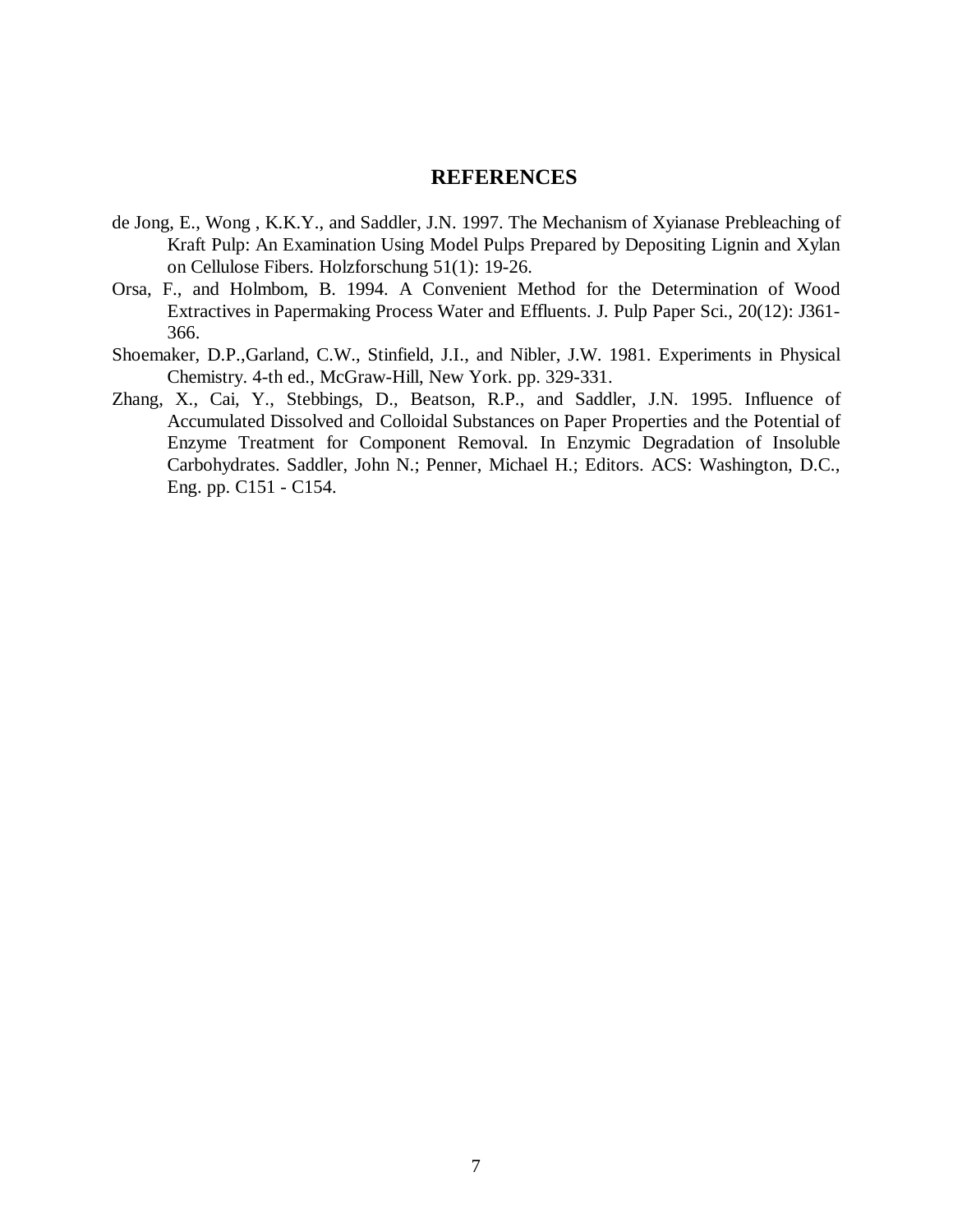## REFERENCES

de Jong, E., Wong , K.K.Y., and Saddler, J.N. 1997. The Mechanism of Xyianase Prebleaching of Kraft Pulp: An Examination Using Model Pulps Prepared by Depositing Lignin and Xylan on Cellulose Fibers. Holzforschung 51(1): 19-26.

Orsa, F., and Holmbom, B. 1994. A Convenient Method for the Determination of Wood Extractives in Papermaking Process Water and Effluents. J. Pulp Paper Sci., 20(12): J361-366.

Shoemaker, D.P.,Garland, C.W., Stinfield, J.I., and Nibler, J.W. 1981. Experiments in Physical Chemistry. 4-th ed., McGraw-Hill, New York. pp. 329-331.

Zhang, X., Cai, Y., Stebbings, D., Beatson, R.P., and Saddler, J.N. 1995. Influence of Accumulated Dissolved and Colloidal Substances on Paper Properties and the Potential of Enzyme Treatment for Component Removal. In Enzymic Degradation of Insoluble Carbohydrates. Saddler, John N.; Penner, Michael H.; Editors. ACS: Washington, D.C., Eng. pp. C151 - C154.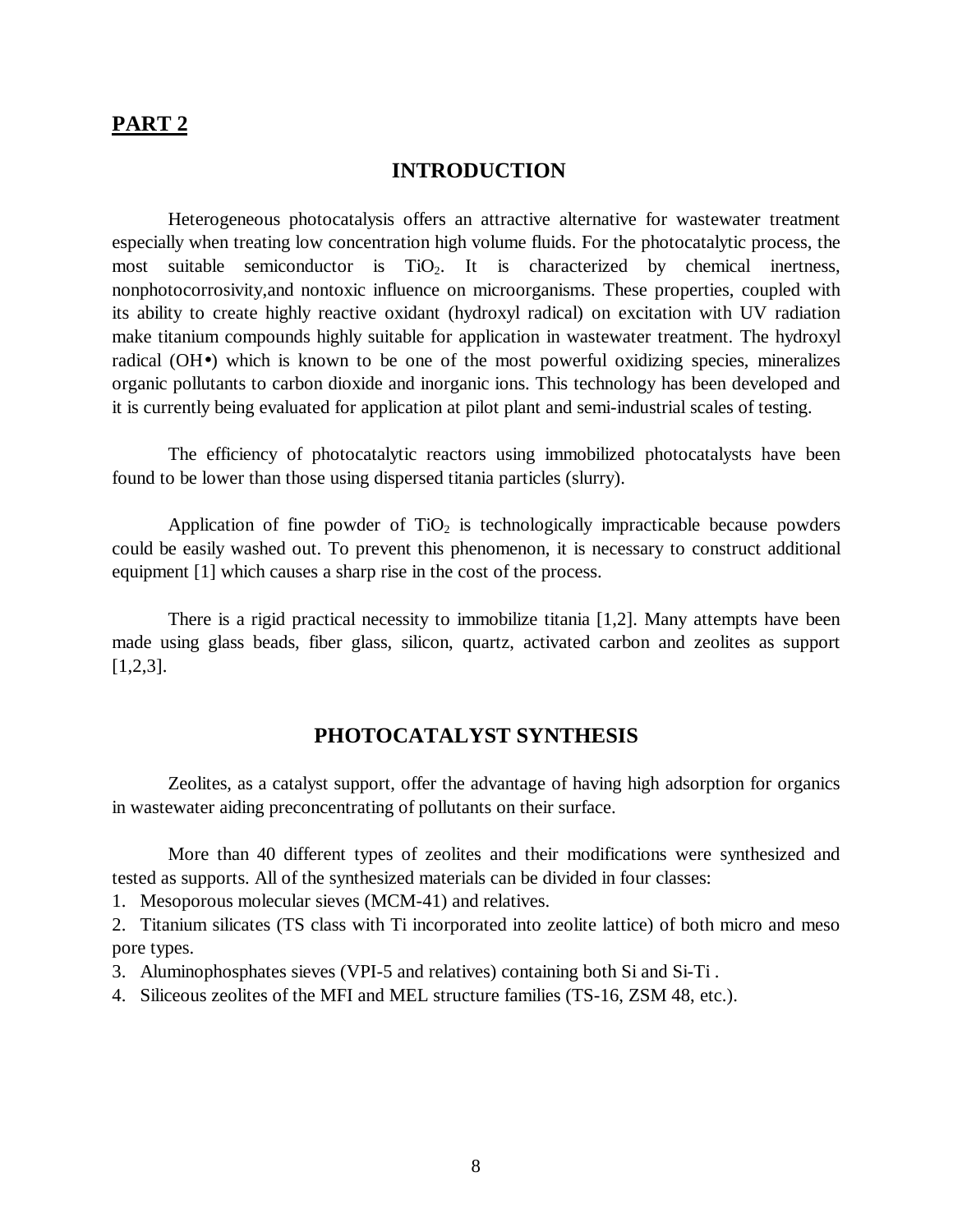## PART 2

### INTRODUCTION

Heterogeneous photocatalysis offers an attractive alternative for wastewater treatment especially when treating low concentration high volume fluids. For the photocatalytic process, the most suitable semiconductor is $TiO_2$. It is characterized by chemical inertness, nonphotocorrosivity,and nontoxic influence on microorganisms. These properties, coupled with its ability to create highly reactive oxidant (hydroxyl radical) on excitation with UV radiation make titanium compounds highly suitable for application in wastewater treatment. The hydroxyl radical (OH•) which is known to be one of the most powerful oxidizing species, mineralizes organic pollutants to carbon dioxide and inorganic ions. This technology has been developed and it is currently being evaluated for application at pilot plant and semi-industrial scales of testing.

The efficiency of photocatalytic reactors using immobilized photocatalysts have been found to be lower than those using dispersed titania particles (slurry).

Application of fine powder of $TiO_2$ is technologically impracticable because powders could be easily washed out. To prevent this phenomenon, it is necessary to construct additional equipment [1] which causes a sharp rise in the cost of the process.

There is a rigid practical necessity to immobilize titania [1,2]. Many attempts have been made using glass beads, fiber glass, silicon, quartz, activated carbon and zeolites as support [1,2,3].

### PHOTOCATALYST SYNTHESIS

Zeolites, as a catalyst support, offer the advantage of having high adsorption for organics in wastewater aiding preconcentrating of pollutants on their surface.

More than 40 different types of zeolites and their modifications were synthesized and tested as supports. All of the synthesized materials can be divided in four classes:

1. Mesoporous molecular sieves (MCM-41) and relatives.
2. Titanium silicates (TS class with Ti incorporated into zeolite lattice) of both micro and meso pore types.
3. Aluminophosphates sieves (VPI-5 and relatives) containing both Si and Si-Ti .
4. Siliceous zeolites of the MFI and MEL structure families (TS-16, ZSM 48, etc.).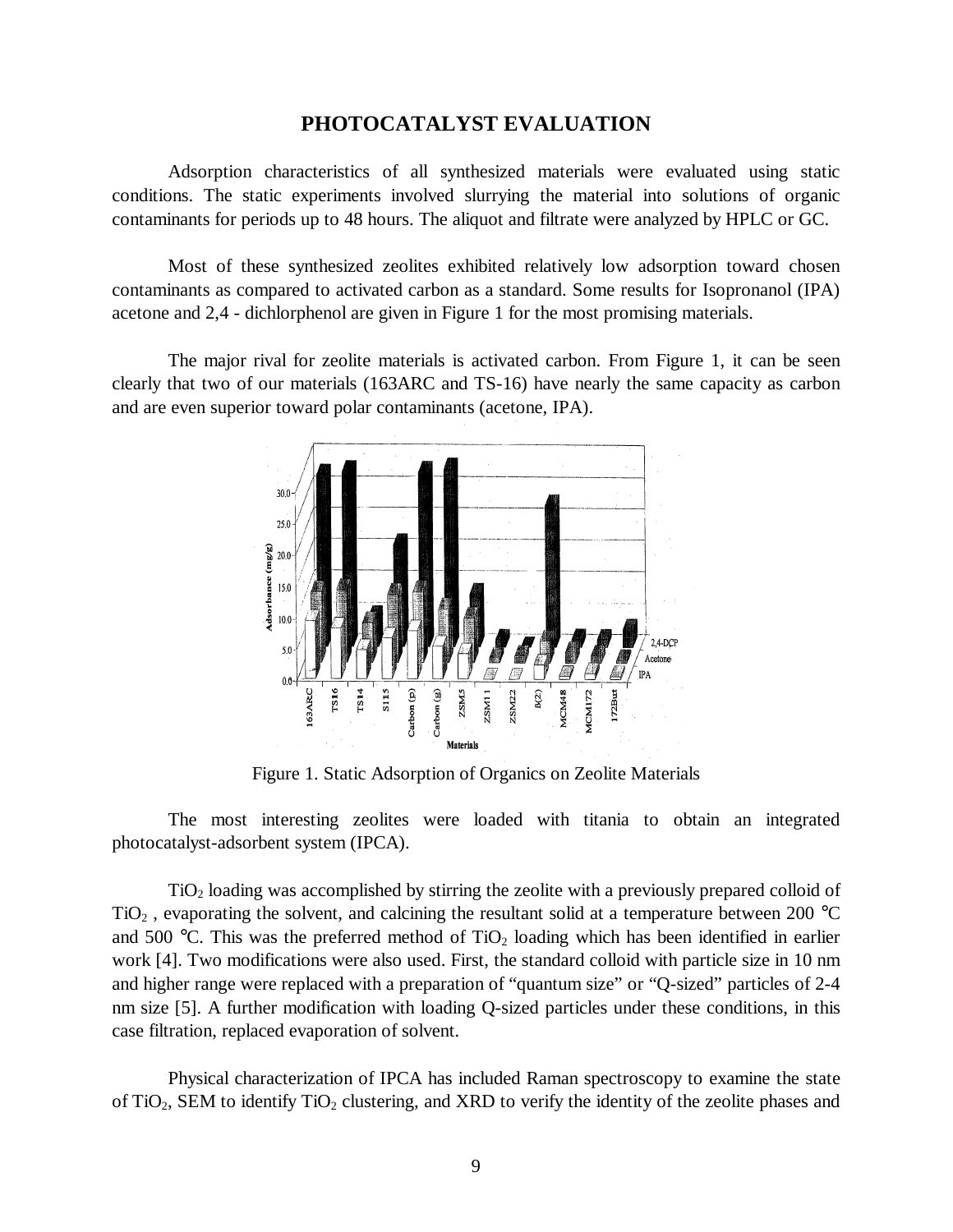## PHOTOCATALYST EVALUATION

Adsorption characteristics of all synthesized materials were evaluated using static conditions. The static experiments involved slurrying the material into solutions of organic contaminants for periods up to 48 hours. The aliquot and filtrate were analyzed by HPLC or GC.

Most of these synthesized zeolites exhibited relatively low adsorption toward chosen contaminants as compared to activated carbon as a standard. Some results for Isopronanol (IPA) acetone and 2,4 - dichlorphenol are given in Figure 1 for the most promising materials.

The major rival for zeolite materials is activated carbon. From Figure 1, it can be seen clearly that two of our materials (163ARC and TS-16) have nearly the same capacity as carbon and are even superior toward polar contaminants (acetone, IPA).

Figure 1. Static Adsorption of Organics on Zeolite Materials

The most interesting zeolites were loaded with titania to obtain an integrated photocatalyst-adsorbent system (IPCA).

$TiO_2$ loading was accomplished by stirring the zeolite with a previously prepared colloid of $TiO_2$ , evaporating the solvent, and calcining the resultant solid at a temperature between 200 °C and 500 °C. This was the preferred method of $TiO_2$ loading which has been identified in earlier work [4]. Two modifications were also used. First, the standard colloid with particle size in 10 nm and higher range were replaced with a preparation of "quantum size" or "Q-sized" particles of 2-4 nm size [5]. A further modification with loading Q-sized particles under these conditions, in this case filtration, replaced evaporation of solvent.

Physical characterization of IPCA has included Raman spectroscopy to examine the state of $TiO_2$, SEM to identify $TiO_2$ clustering, and XRD to verify the identity of the zeolite phases and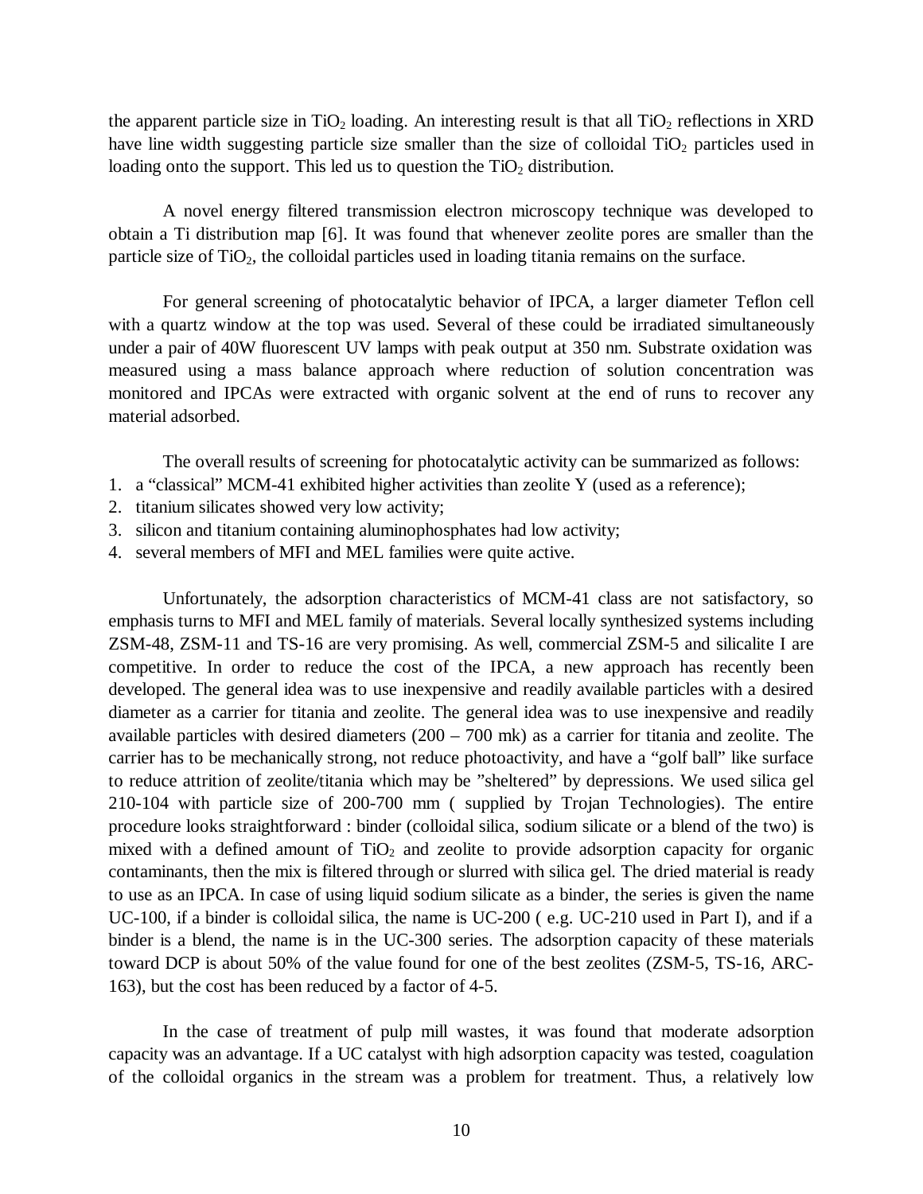the apparent particle size in $TiO_2$ loading. An interesting result is that all $TiO_2$ reflections in XRD have line width suggesting particle size smaller than the size of colloidal $TiO_2$ particles used in loading onto the support. This led us to question the $TiO_2$ distribution.

A novel energy filtered transmission electron microscopy technique was developed to obtain a Ti distribution map [6]. It was found that whenever zeolite pores are smaller than the particle size of $TiO_2$, the colloidal particles used in loading titania remains on the surface.

For general screening of photocatalytic behavior of IPCA, a larger diameter Teflon cell with a quartz window at the top was used. Several of these could be irradiated simultaneously under a pair of 40W fluorescent UV lamps with peak output at 350 nm. Substrate oxidation was measured using a mass balance approach where reduction of solution concentration was monitored and IPCAs were extracted with organic solvent at the end of runs to recover any material adsorbed.

The overall results of screening for photocatalytic activity can be summarized as follows:

1. a "classical" MCM-41 exhibited higher activities than zeolite Y (used as a reference);
2. titanium silicates showed very low activity;
3. silicon and titanium containing aluminophosphates had low activity;
4. several members of MFI and MEL families were quite active.

Unfortunately, the adsorption characteristics of MCM-41 class are not satisfactory, so emphasis turns to MFI and MEL family of materials. Several locally synthesized systems including ZSM-48, ZSM-11 and TS-16 are very promising. As well, commercial ZSM-5 and silicalite I are competitive. In order to reduce the cost of the IPCA, a new approach has recently been developed. The general idea was to use inexpensive and readily available particles with a desired diameter as a carrier for titania and zeolite. The general idea was to use inexpensive and readily available particles with desired diameters (200 – 700 mk) as a carrier for titania and zeolite. The carrier has to be mechanically strong, not reduce photoactivity, and have a "golf ball" like surface to reduce attrition of zeolite/titania which may be "sheltered" by depressions. We used silica gel 210-104 with particle size of 200-700 mm ( supplied by Trojan Technologies). The entire procedure looks straightforward : binder (colloidal silica, sodium silicate or a blend of the two) is mixed with a defined amount of $TiO_2$ and zeolite to provide adsorption capacity for organic contaminants, then the mix is filtered through or slurred with silica gel. The dried material is ready to use as an IPCA. In case of using liquid sodium silicate as a binder, the series is given the name UC-100, if a binder is colloidal silica, the name is UC-200 ( e.g. UC-210 used in Part I), and if a binder is a blend, the name is in the UC-300 series. The adsorption capacity of these materials toward DCP is about 50% of the value found for one of the best zeolites (ZSM-5, TS-16, ARC-163), but the cost has been reduced by a factor of 4-5.

In the case of treatment of pulp mill wastes, it was found that moderate adsorption capacity was an advantage. If a UC catalyst with high adsorption capacity was tested, coagulation of the colloidal organics in the stream was a problem for treatment. Thus, a relatively low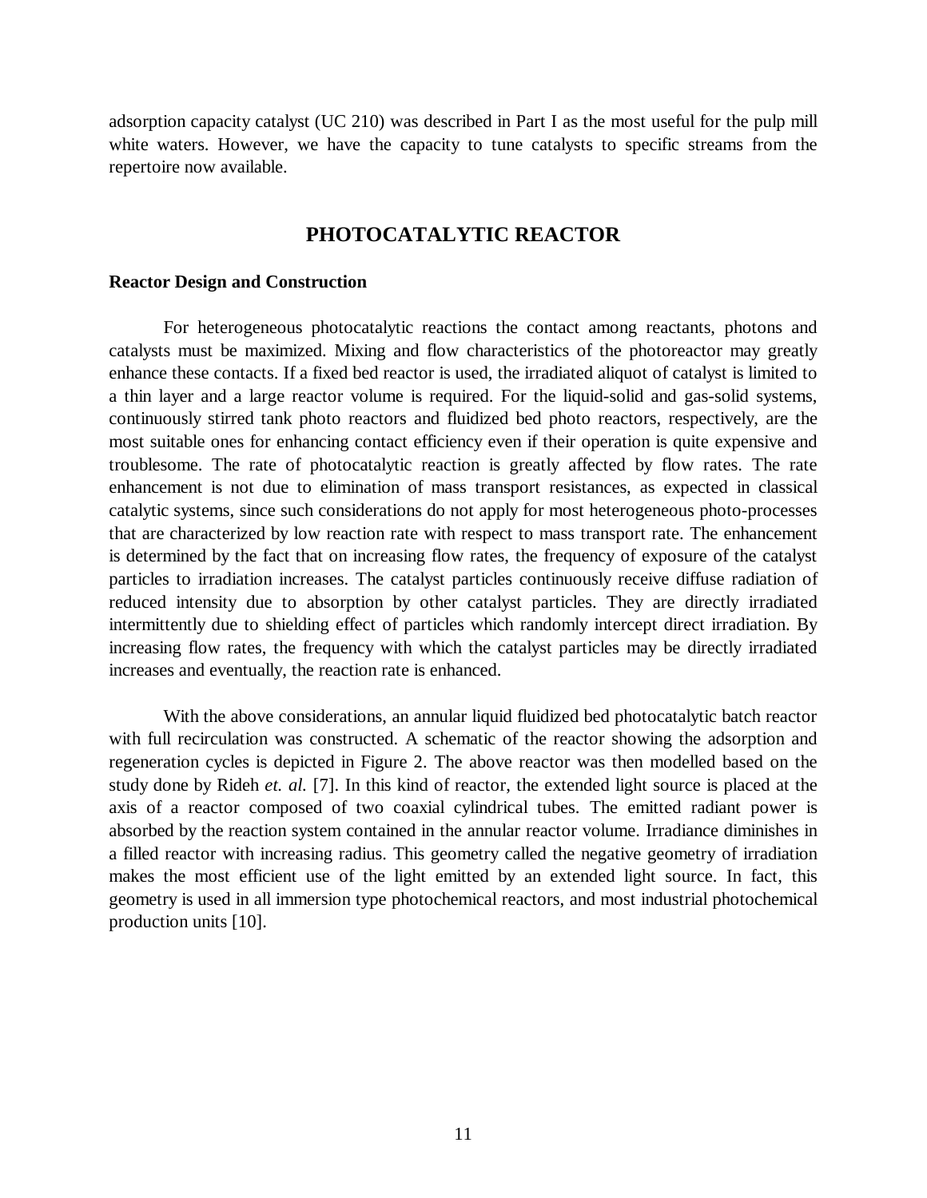adsorption capacity catalyst (UC 210) was described in Part I as the most useful for the pulp mill white waters. However, we have the capacity to tune catalysts to specific streams from the repertoire now available.

## PHOTOCATALYTIC REACTOR

### Reactor Design and Construction

For heterogeneous photocatalytic reactions the contact among reactants, photons and catalysts must be maximized. Mixing and flow characteristics of the photoreactor may greatly enhance these contacts. If a fixed bed reactor is used, the irradiated aliquot of catalyst is limited to a thin layer and a large reactor volume is required. For the liquid-solid and gas-solid systems, continuously stirred tank photo reactors and fluidized bed photo reactors, respectively, are the most suitable ones for enhancing contact efficiency even if their operation is quite expensive and troublesome. The rate of photocatalytic reaction is greatly affected by flow rates. The rate enhancement is not due to elimination of mass transport resistances, as expected in classical catalytic systems, since such considerations do not apply for most heterogeneous photo-processes that are characterized by low reaction rate with respect to mass transport rate. The enhancement is determined by the fact that on increasing flow rates, the frequency of exposure of the catalyst particles to irradiation increases. The catalyst particles continuously receive diffuse radiation of reduced intensity due to absorption by other catalyst particles. They are directly irradiated intermittently due to shielding effect of particles which randomly intercept direct irradiation. By increasing flow rates, the frequency with which the catalyst particles may be directly irradiated increases and eventually, the reaction rate is enhanced.

With the above considerations, an annular liquid fluidized bed photocatalytic batch reactor with full recirculation was constructed. A schematic of the reactor showing the adsorption and regeneration cycles is depicted in Figure 2. The above reactor was then modelled based on the study done by Rideh *et. al.* [7]. In this kind of reactor, the extended light source is placed at the axis of a reactor composed of two coaxial cylindrical tubes. The emitted radiant power is absorbed by the reaction system contained in the annular reactor volume. Irradiance diminishes in a filled reactor with increasing radius. This geometry called the negative geometry of irradiation makes the most efficient use of the light emitted by an extended light source. In fact, this geometry is used in all immersion type photochemical reactors, and most industrial photochemical production units [10].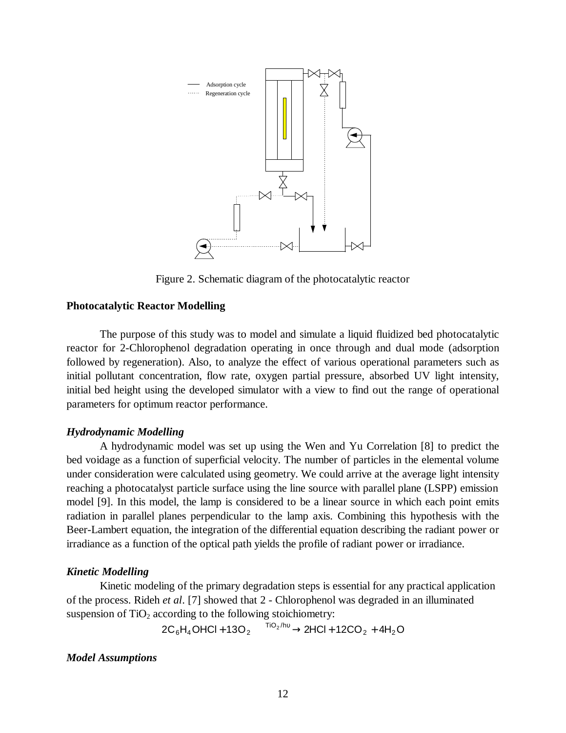Adsorption cycle
Regeneration cycle

Figure 2. Schematic diagram of the photocatalytic reactor

**Photocatalytic Reactor Modelling**

The purpose of this study was to model and simulate a liquid fluidized bed photocatalytic reactor for 2-Chlorophenol degradation operating in once through and dual mode (adsorption followed by regeneration). Also, to analyze the effect of various operational parameters such as initial pollutant concentration, flow rate, oxygen partial pressure, absorbed UV light intensity, initial bed height using the developed simulator with a view to find out the range of operational parameters for optimum reactor performance.

***Hydrodynamic Modelling***

A hydrodynamic model was set up using the Wen and Yu Correlation [8] to predict the bed voidage as a function of superficial velocity. The number of particles in the elemental volume under consideration were calculated using geometry. We could arrive at the average light intensity reaching a photocatalyst particle surface using the line source with parallel plane (LSPP) emission model [9]. In this model, the lamp is considered to be a linear source in which each point emits radiation in parallel planes perpendicular to the lamp axis. Combining this hypothesis with the Beer-Lambert equation, the integration of the differential equation describing the radiant power or irradiance as a function of the optical path yields the profile of radiant power or irradiance.

***Kinetic Modelling***

Kinetic modeling of the primary degradation steps is essential for any practical application of the process. Rideh *et al*. [7] showed that 2 - Chlorophenol was degraded in an illuminated suspension of $TiO_2$ according to the following stoichiometry:

$$2C_6H_4OHCl + 13O_2 \xrightarrow{TiO_2/h\upsilon} 2HCl + 12CO_2 + 4H_2O$$

***Model Assumptions***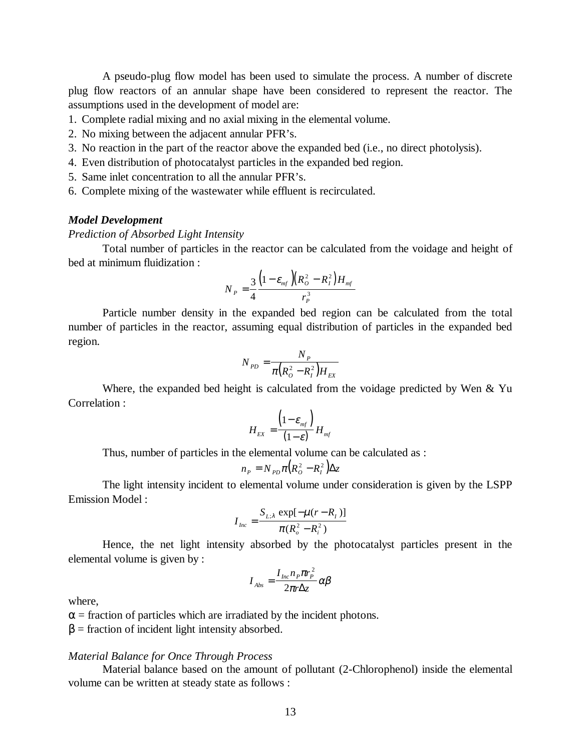A pseudo-plug flow model has been used to simulate the process. A number of discrete plug flow reactors of an annular shape have been considered to represent the reactor. The assumptions used in the development of model are:

1. Complete radial mixing and no axial mixing in the elemental volume.
2. No mixing between the adjacent annular PFR's.
3. No reaction in the part of the reactor above the expanded bed (i.e., no direct photolysis).
4. Even distribution of photocatalyst particles in the expanded bed region.
5. Same inlet concentration to all the annular PFR's.
6. Complete mixing of the wastewater while effluent is recirculated.

***Model Development***

*Prediction of Absorbed Light Intensity*

Total number of particles in the reactor can be calculated from the voidage and height of bed at minimum fluidization :

$$N_P = \frac{3}{4}\frac{\left(1-\varepsilon_{mf}\right)\left(R_O^2 - R_I^2\right)H_{mf}}{r_P^3}$$

Particle number density in the expanded bed region can be calculated from the total number of particles in the reactor, assuming equal distribution of particles in the expanded bed region.

$$N_{PD} = \frac{N_P}{\pi\left(R_O^2 - R_I^2\right)H_{EX}}$$

Where, the expanded bed height is calculated from the voidage predicted by Wen & Yu Correlation :

$$H_{EX} = \frac{\left(1-\varepsilon_{mf}\right)}{(1-\varepsilon)}H_{mf}$$

Thus, number of particles in the elemental volume can be calculated as :

$$n_P = N_{PD}\pi\left(R_O^2 - R_I^2\right)\Delta z$$

The light intensity incident to elemental volume under consideration is given by the LSPP Emission Model :

$$I_{Inc} = \frac{S_{L;\lambda}\exp[-\mu(r-R_I)]}{\pi(R_o^2 - R_i^2)}$$

Hence, the net light intensity absorbed by the photocatalyst particles present in the elemental volume is given by :

$$I_{Abs} = \frac{I_{Inc}n_P\pi r_P^2}{2\pi r\Delta z}\alpha\beta$$

where,

$\alpha$ = fraction of particles which are irradiated by the incident photons.

$\beta$ = fraction of incident light intensity absorbed.

*Material Balance for Once Through Process*

Material balance based on the amount of pollutant (2-Chlorophenol) inside the elemental volume can be written at steady state as follows :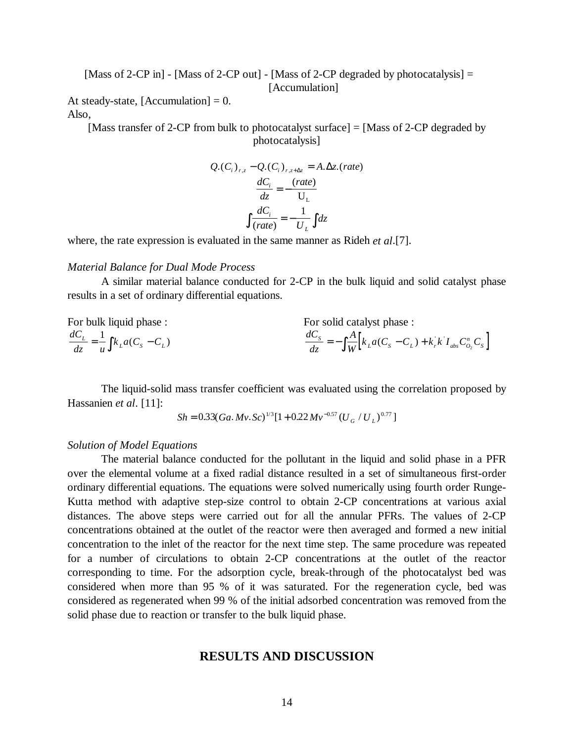[Mass of 2-CP in] - [Mass of 2-CP out] - [Mass of 2-CP degraded by photocatalysis] = [Accumulation]

At steady-state, [Accumulation] = 0.

Also,

[Mass transfer of 2-CP from bulk to photocatalyst surface] = [Mass of 2-CP degraded by photocatalysis]

$$Q.(C_i)_{r,z} - Q.(C_i)_{r,z+\Delta z} = A.\Delta z.(rate)$$

$$\frac{dC_i}{dz} = -\frac{(rate)}{U_L}$$

$$\int \frac{dC_i}{(rate)} = -\frac{1}{U_L}\int dz$$

where, the rate expression is evaluated in the same manner as Rideh *et al*.[7].

*Material Balance for Dual Mode Process*

A similar material balance conducted for 2-CP in the bulk liquid and solid catalyst phase results in a set of ordinary differential equations.

For bulk liquid phase :

$$\frac{dC_L}{dz} = \frac{1}{u}\int k_L a(C_S - C_L)$$

For solid catalyst phase :

$$\frac{dC_S}{dz} = -\int \frac{A}{W}\left[k_L a(C_S - C_L) + k_r^{'} k^{'} I_{abs} C_{O_2}^{n} C_S\right]$$

The liquid-solid mass transfer coefficient was evaluated using the correlation proposed by Hassanien *et al*. [11]:

$$Sh = 0.33(Ga.Mv.Sc)^{1/3}[1 + 0.22 Mv^{-0.57}(U_G / U_L)^{0.77}]$$

*Solution of Model Equations*

The material balance conducted for the pollutant in the liquid and solid phase in a PFR over the elemental volume at a fixed radial distance resulted in a set of simultaneous first-order ordinary differential equations. The equations were solved numerically using fourth order Runge-Kutta method with adaptive step-size control to obtain 2-CP concentrations at various axial distances. The above steps were carried out for all the annular PFRs. The values of 2-CP concentrations obtained at the outlet of the reactor were then averaged and formed a new initial concentration to the inlet of the reactor for the next time step. The same procedure was repeated for a number of circulations to obtain 2-CP concentrations at the outlet of the reactor corresponding to time. For the adsorption cycle, break-through of the photocatalyst bed was considered when more than 95 % of it was saturated. For the regeneration cycle, bed was considered as regenerated when 99 % of the initial adsorbed concentration was removed from the solid phase due to reaction or transfer to the bulk liquid phase.

## RESULTS AND DISCUSSION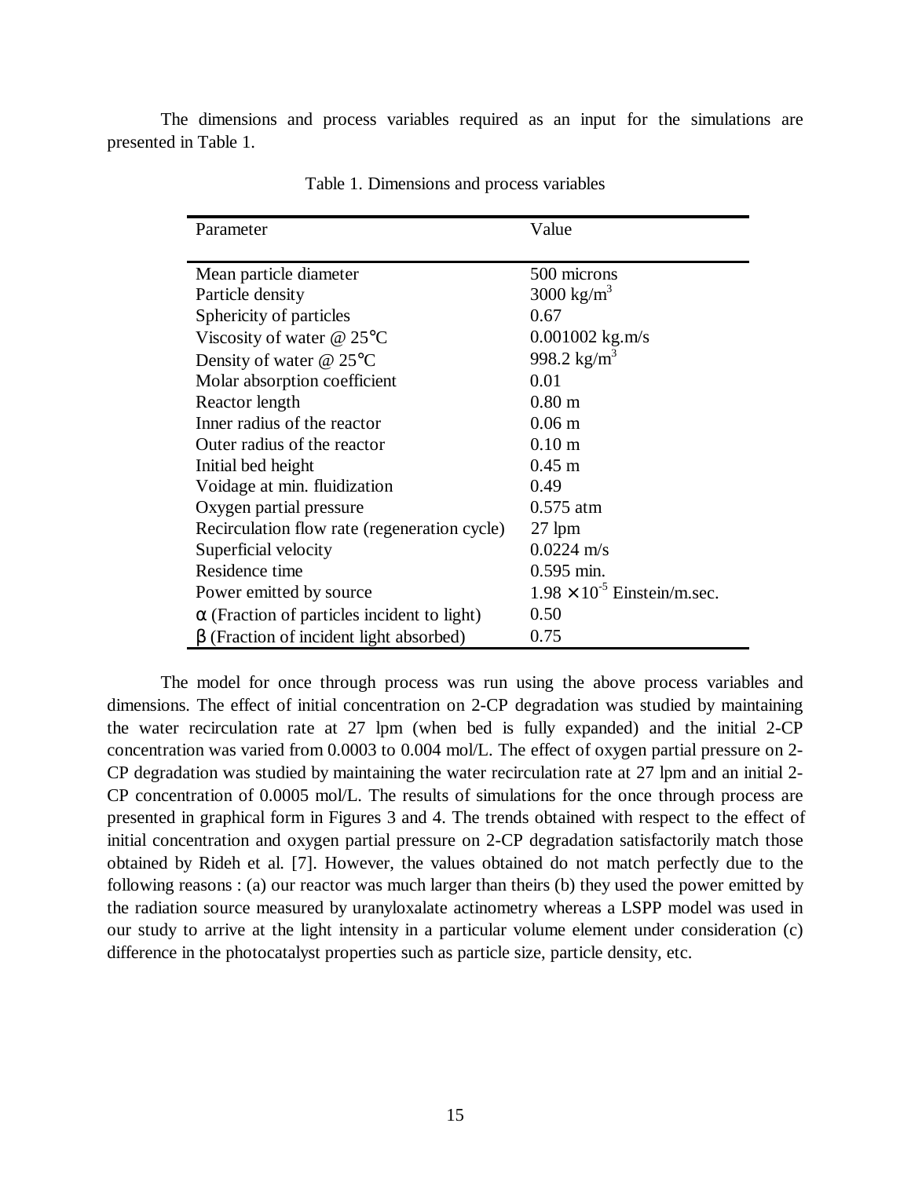The dimensions and process variables required as an input for the simulations are presented in Table 1.

Table 1. Dimensions and process variables

| Parameter | Value |
|---|---|
| Mean particle diameter | 500 microns |
| Particle density | 3000 $kg/m^3$ |
| Sphericity of particles | 0.67 |
| Viscosity of water @ 25°C | 0.001002 kg.m/s |
| Density of water @ 25°C | 998.2 $kg/m^3$ |
| Molar absorption coefficient | 0.01 |
| Reactor length | 0.80 m |
| Inner radius of the reactor | 0.06 m |
| Outer radius of the reactor | 0.10 m |
| Initial bed height | 0.45 m |
| Voidage at min. fluidization | 0.49 |
| Oxygen partial pressure | 0.575 atm |
| Recirculation flow rate (regeneration cycle) | 27 lpm |
| Superficial velocity | 0.0224 m/s |
| Residence time | 0.595 min. |
| Power emitted by source | $1.98 \times 10^{-5}$ Einstein/m.sec. |
| $\alpha$ (Fraction of particles incident to light) | 0.50 |
| $\beta$ (Fraction of incident light absorbed) | 0.75 |

The model for once through process was run using the above process variables and dimensions. The effect of initial concentration on 2-CP degradation was studied by maintaining the water recirculation rate at 27 lpm (when bed is fully expanded) and the initial 2-CP concentration was varied from 0.0003 to 0.004 mol/L. The effect of oxygen partial pressure on 2-CP degradation was studied by maintaining the water recirculation rate at 27 lpm and an initial 2-CP concentration of 0.0005 mol/L. The results of simulations for the once through process are presented in graphical form in Figures 3 and 4. The trends obtained with respect to the effect of initial concentration and oxygen partial pressure on 2-CP degradation satisfactorily match those obtained by Rideh et al. [7]. However, the values obtained do not match perfectly due to the following reasons : (a) our reactor was much larger than theirs (b) they used the power emitted by the radiation source measured by uranyloxalate actinometry whereas a LSPP model was used in our study to arrive at the light intensity in a particular volume element under consideration (c) difference in the photocatalyst properties such as particle size, particle density, etc.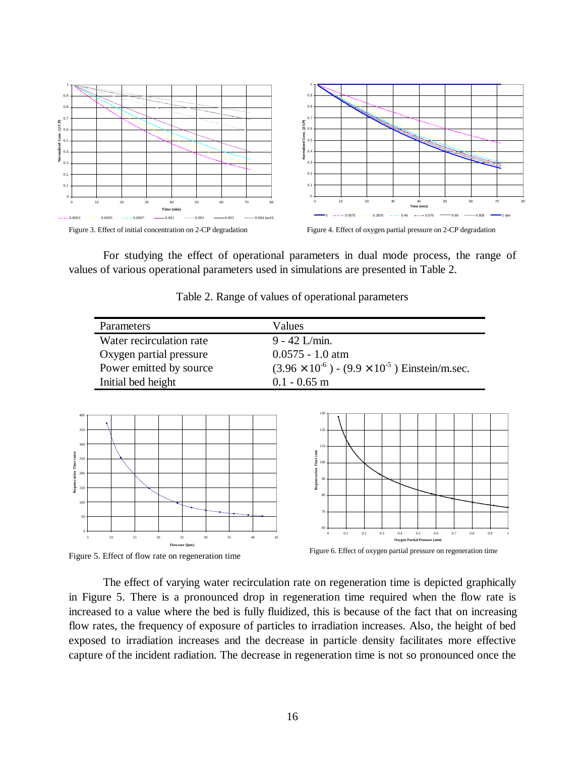Figure 3. Effect of initial concentration on 2-CP degradation

Figure 4. Effect of oxygen partial pressure on 2-CP degradation

For studying the effect of operational parameters in dual mode process, the range of values of various operational parameters used in simulations are presented in Table 2.

Table 2. Range of values of operational parameters

| Parameters | Values |
|---|---|
| Water recirculation rate | 9 - 42 L/min. |
| Oxygen partial pressure | 0.0575 - 1.0 atm |
| Power emitted by source | $(3.96 \times 10^{-6})$ - $(9.9 \times 10^{-5})$ Einstein/m.sec. |
| Initial bed height | 0.1 - 0.65 m |

Figure 5. Effect of flow rate on regeneration time

Figure 6. Effect of oxygen partial pressure on regeneration time

The effect of varying water recirculation rate on regeneration time is depicted graphically in Figure 5. There is a pronounced drop in regeneration time required when the flow rate is increased to a value where the bed is fully fluidized, this is because of the fact that on increasing flow rates, the frequency of exposure of particles to irradiation increases. Also, the height of bed exposed to irradiation increases and the decrease in particle density facilitates more effective capture of the incident radiation. The decrease in regeneration time is not so pronounced once the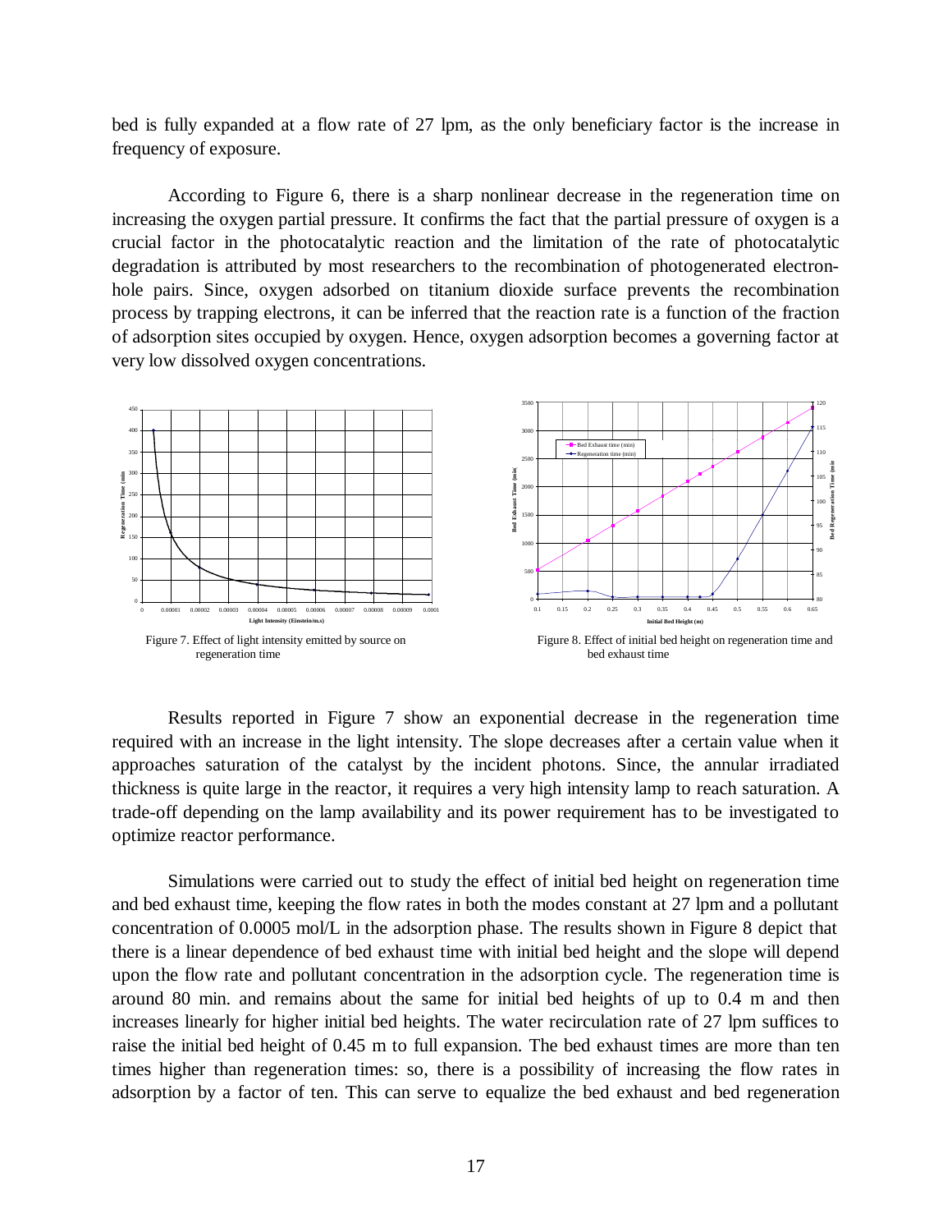bed is fully expanded at a flow rate of 27 lpm, as the only beneficiary factor is the increase in frequency of exposure.

According to Figure 6, there is a sharp nonlinear decrease in the regeneration time on increasing the oxygen partial pressure. It confirms the fact that the partial pressure of oxygen is a crucial factor in the photocatalytic reaction and the limitation of the rate of photocatalytic degradation is attributed by most researchers to the recombination of photogenerated electron-hole pairs. Since, oxygen adsorbed on titanium dioxide surface prevents the recombination process by trapping electrons, it can be inferred that the reaction rate is a function of the fraction of adsorption sites occupied by oxygen. Hence, oxygen adsorption becomes a governing factor at very low dissolved oxygen concentrations.

Figure 7. Effect of light intensity emitted by source on regeneration time

Figure 8. Effect of initial bed height on regeneration time and bed exhaust time

Results reported in Figure 7 show an exponential decrease in the regeneration time required with an increase in the light intensity. The slope decreases after a certain value when it approaches saturation of the catalyst by the incident photons. Since, the annular irradiated thickness is quite large in the reactor, it requires a very high intensity lamp to reach saturation. A trade-off depending on the lamp availability and its power requirement has to be investigated to optimize reactor performance.

Simulations were carried out to study the effect of initial bed height on regeneration time and bed exhaust time, keeping the flow rates in both the modes constant at 27 lpm and a pollutant concentration of 0.0005 mol/L in the adsorption phase. The results shown in Figure 8 depict that there is a linear dependence of bed exhaust time with initial bed height and the slope will depend upon the flow rate and pollutant concentration in the adsorption cycle. The regeneration time is around 80 min. and remains about the same for initial bed heights of up to 0.4 m and then increases linearly for higher initial bed heights. The water recirculation rate of 27 lpm suffices to raise the initial bed height of 0.45 m to full expansion. The bed exhaust times are more than ten times higher than regeneration times: so, there is a possibility of increasing the flow rates in adsorption by a factor of ten. This can serve to equalize the bed exhaust and bed regeneration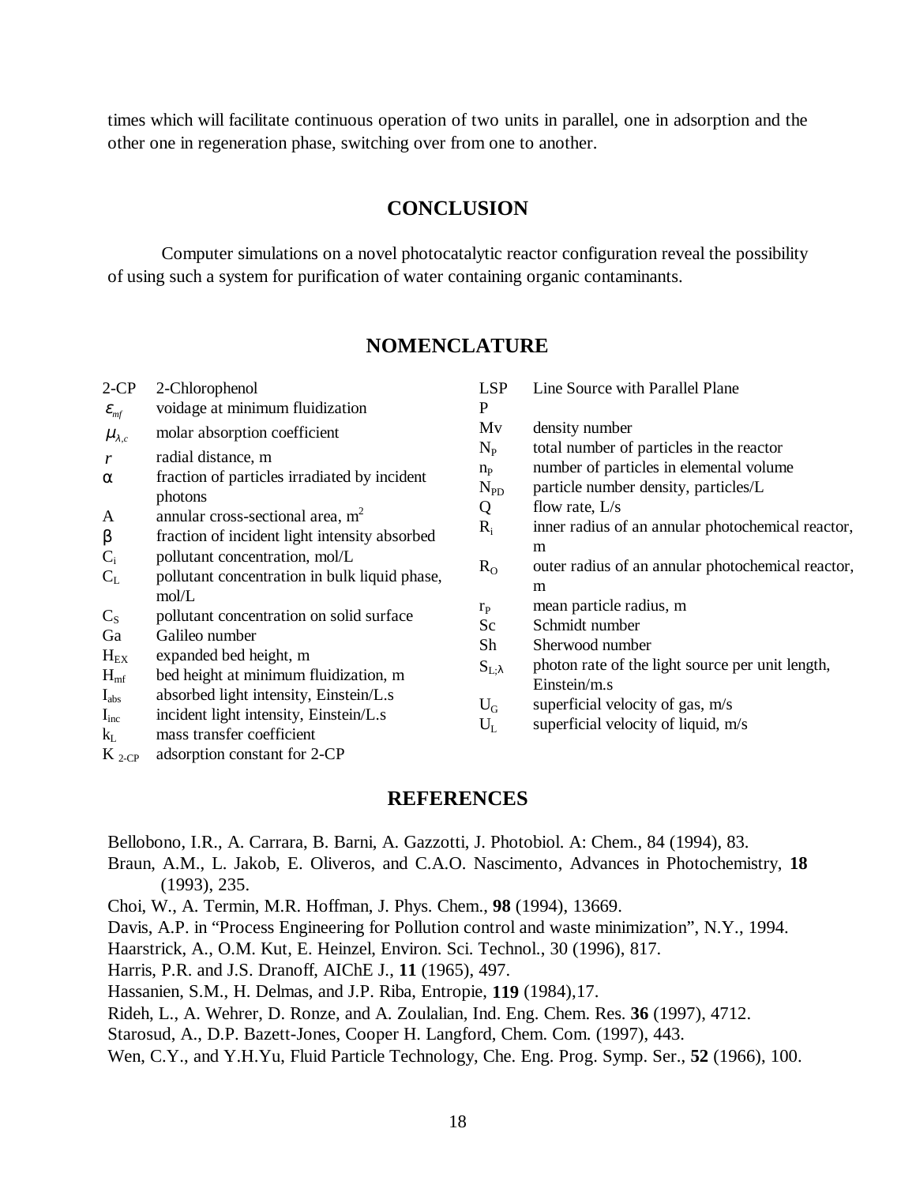times which will facilitate continuous operation of two units in parallel, one in adsorption and the other one in regeneration phase, switching over from one to another.

## CONCLUSION

Computer simulations on a novel photocatalytic reactor configuration reveal the possibility of using such a system for purification of water containing organic contaminants.

## NOMENCLATURE

| Symbol | Description |
|---|---|
| 2-CP | 2-Chlorophenol |
| $\varepsilon_{mf}$ | voidage at minimum fluidization |
| $\mu_{\lambda,c}$ | molar absorption coefficient |
| $r$ | radial distance, m |
| $\alpha$ | fraction of particles irradiated by incident photons |
| A | annular cross-sectional area, $m^2$ |
| $\beta$ | fraction of incident light intensity absorbed |
| $C_i$ | pollutant concentration, mol/L |
| $C_L$ | pollutant concentration in bulk liquid phase, mol/L |
| $C_S$ | pollutant concentration on solid surface |
| Ga | Galileo number |
| $H_{EX}$ | expanded bed height, m |
| $H_{mf}$ | bed height at minimum fluidization, m |
| $I_{abs}$ | absorbed light intensity, Einstein/L.s |
| $I_{inc}$ | incident light intensity, Einstein/L.s |
| $k_L$ | mass transfer coefficient |
| $K_{2\text{-}CP}$ | adsorption constant for 2-CP |
| LSPP | Line Source with Parallel Plane |
| Mv | density number |
| $N_P$ | total number of particles in the reactor |
| $n_P$ | number of particles in elemental volume |
| $N_{PD}$ | particle number density, particles/L |
| Q | flow rate, L/s |
| $R_i$ | inner radius of an annular photochemical reactor, m |
| $R_O$ | outer radius of an annular photochemical reactor, m |
| $r_P$ | mean particle radius, m |
| Sc | Schmidt number |
| Sh | Sherwood number |
| $S_{L;\lambda}$ | photon rate of the light source per unit length, Einstein/m.s |
| $U_G$ | superficial velocity of gas, m/s |
| $U_L$ | superficial velocity of liquid, m/s |

## REFERENCES

Bellobono, I.R., A. Carrara, B. Barni, A. Gazzotti, J. Photobiol. A: Chem., 84 (1994), 83.

Braun, A.M., L. Jakob, E. Oliveros, and C.A.O. Nascimento, Advances in Photochemistry, **18** (1993), 235.

Choi, W., A. Termin, M.R. Hoffman, J. Phys. Chem., **98** (1994), 13669.

Davis, A.P. in "Process Engineering for Pollution control and waste minimization", N.Y., 1994.

Haarstrick, A., O.M. Kut, E. Heinzel, Environ. Sci. Technol., 30 (1996), 817.

Harris, P.R. and J.S. Dranoff, AIChE J., **11** (1965), 497.

Hassanien, S.M., H. Delmas, and J.P. Riba, Entropie, **119** (1984),17.

Rideh, L., A. Wehrer, D. Ronze, and A. Zoulalian, Ind. Eng. Chem. Res. **36** (1997), 4712.

Starosud, A., D.P. Bazett-Jones, Cooper H. Langford, Chem. Com. (1997), 443.

Wen, C.Y., and Y.H.Yu, Fluid Particle Technology, Che. Eng. Prog. Symp. Ser., **52** (1966), 100.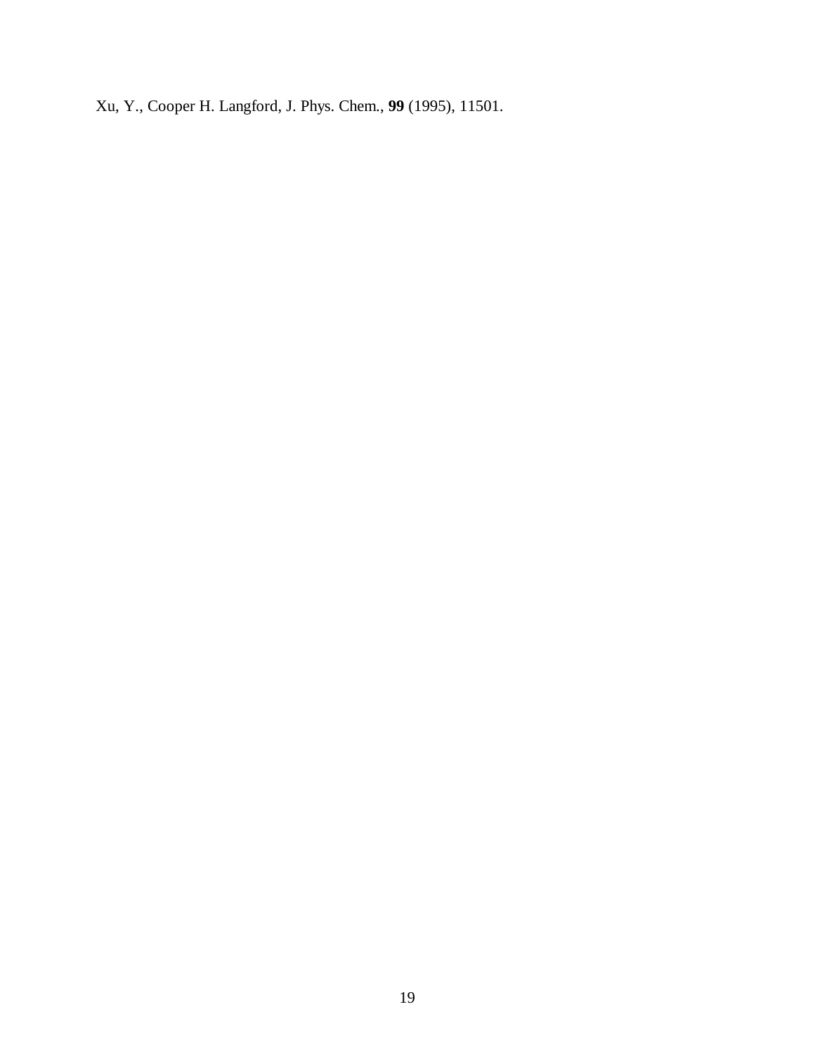Xu, Y., Cooper H. Langford, J. Phys. Chem., **99** (1995), 11501.